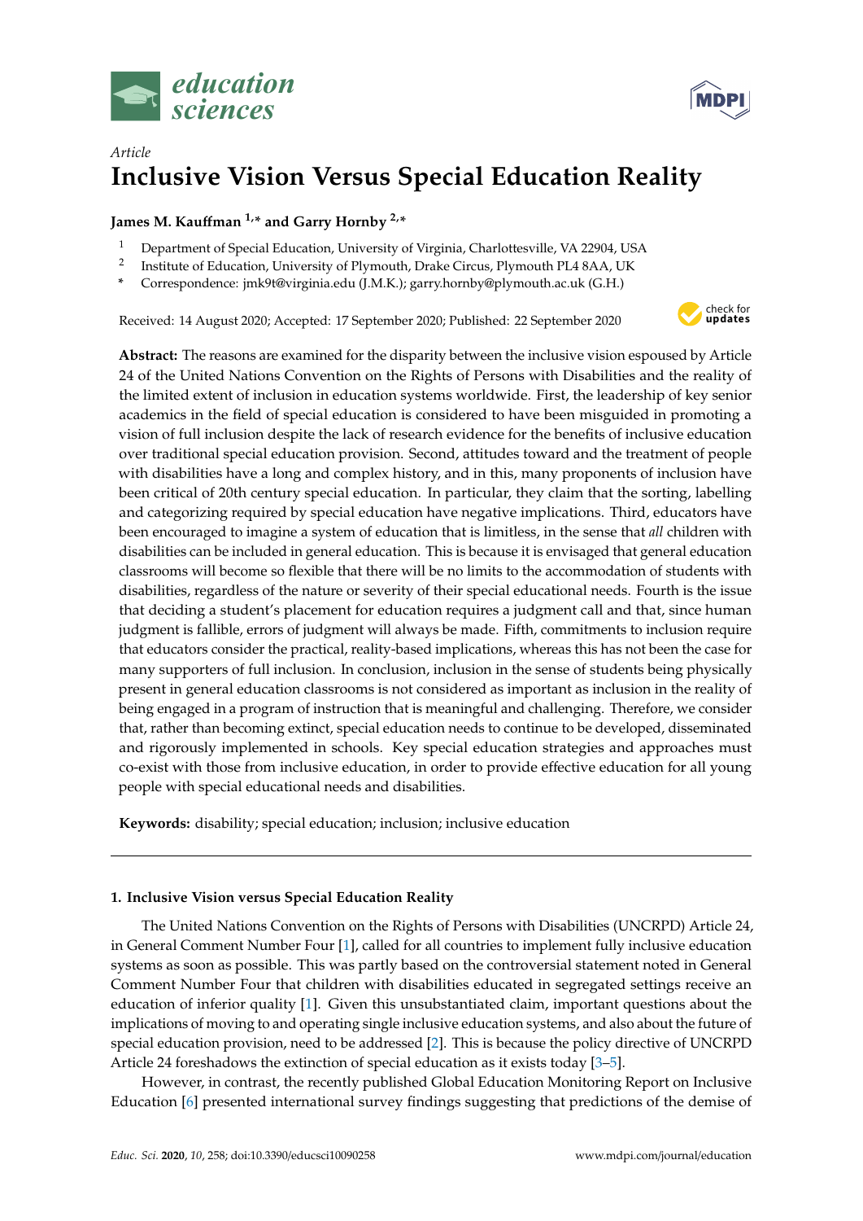Article

# Inclusive Vision Versus Special Education Reality

**James M. Kauffman [1,*] and Garry Hornby [2,*]**

[1] Department of Special Education, University of Virginia, Charlottesville, VA 22904, USA
[2] Institute of Education, University of Plymouth, Drake Circus, Plymouth PL4 8AA, UK
[*] Correspondence: jmk9t@virginia.edu (J.M.K.); garry.hornby@plymouth.ac.uk (G.H.)

Received: 14 August 2020; Accepted: 17 September 2020; Published: 22 September 2020

**Abstract:** The reasons are examined for the disparity between the inclusive vision espoused by Article 24 of the United Nations Convention on the Rights of Persons with Disabilities and the reality of the limited extent of inclusion in education systems worldwide. First, the leadership of key senior academics in the field of special education is considered to have been misguided in promoting a vision of full inclusion despite the lack of research evidence for the benefits of inclusive education over traditional special education provision. Second, attitudes toward and the treatment of people with disabilities have a long and complex history, and in this, many proponents of inclusion have been critical of 20th century special education. In particular, they claim that the sorting, labelling and categorizing required by special education have negative implications. Third, educators have been encouraged to imagine a system of education that is limitless, in the sense that *all* children with disabilities can be included in general education. This is because it is envisaged that general education classrooms will become so flexible that there will be no limits to the accommodation of students with disabilities, regardless of the nature or severity of their special educational needs. Fourth is the issue that deciding a student's placement for education requires a judgment call and that, since human judgment is fallible, errors of judgment will always be made. Fifth, commitments to inclusion require that educators consider the practical, reality-based implications, whereas this has not been the case for many supporters of full inclusion. In conclusion, inclusion in the sense of students being physically present in general education classrooms is not considered as important as inclusion in the reality of being engaged in a program of instruction that is meaningful and challenging. Therefore, we consider that, rather than becoming extinct, special education needs to continue to be developed, disseminated and rigorously implemented in schools. Key special education strategies and approaches must co-exist with those from inclusive education, in order to provide effective education for all young people with special educational needs and disabilities.

**Keywords:** disability; special education; inclusion; inclusive education

---

## 1. Inclusive Vision versus Special Education Reality

The United Nations Convention on the Rights of Persons with Disabilities (UNCRPD) Article 24, in General Comment Number Four [1], called for all countries to implement fully inclusive education systems as soon as possible. This was partly based on the controversial statement noted in General Comment Number Four that children with disabilities educated in segregated settings receive an education of inferior quality [1]. Given this unsubstantiated claim, important questions about the implications of moving to and operating single inclusive education systems, and also about the future of special education provision, need to be addressed [2]. This is because the policy directive of UNCRPD Article 24 foreshadows the extinction of special education as it exists today [3–5].

However, in contrast, the recently published Global Education Monitoring Report on Inclusive Education [6] presented international survey findings suggesting that predictions of the demise of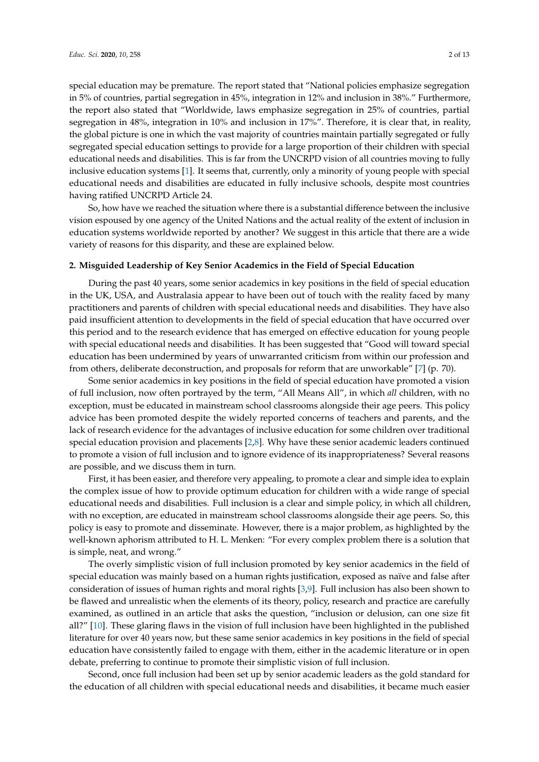special education may be premature. The report stated that "National policies emphasize segregation in 5% of countries, partial segregation in 45%, integration in 12% and inclusion in 38%." Furthermore, the report also stated that "Worldwide, laws emphasize segregation in 25% of countries, partial segregation in 48%, integration in 10% and inclusion in 17%". Therefore, it is clear that, in reality, the global picture is one in which the vast majority of countries maintain partially segregated or fully segregated special education settings to provide for a large proportion of their children with special educational needs and disabilities. This is far from the UNCRPD vision of all countries moving to fully inclusive education systems [1]. It seems that, currently, only a minority of young people with special educational needs and disabilities are educated in fully inclusive schools, despite most countries having ratified UNCRPD Article 24.

So, how have we reached the situation where there is a substantial difference between the inclusive vision espoused by one agency of the United Nations and the actual reality of the extent of inclusion in education systems worldwide reported by another? We suggest in this article that there are a wide variety of reasons for this disparity, and these are explained below.

## 2. Misguided Leadership of Key Senior Academics in the Field of Special Education

During the past 40 years, some senior academics in key positions in the field of special education in the UK, USA, and Australasia appear to have been out of touch with the reality faced by many practitioners and parents of children with special educational needs and disabilities. They have also paid insufficient attention to developments in the field of special education that have occurred over this period and to the research evidence that has emerged on effective education for young people with special educational needs and disabilities. It has been suggested that "Good will toward special education has been undermined by years of unwarranted criticism from within our profession and from others, deliberate deconstruction, and proposals for reform that are unworkable" [7] (p. 70).

Some senior academics in key positions in the field of special education have promoted a vision of full inclusion, now often portrayed by the term, "All Means All", in which *all* children, with no exception, must be educated in mainstream school classrooms alongside their age peers. This policy advice has been promoted despite the widely reported concerns of teachers and parents, and the lack of research evidence for the advantages of inclusive education for some children over traditional special education provision and placements [2,8]. Why have these senior academic leaders continued to promote a vision of full inclusion and to ignore evidence of its inappropriateness? Several reasons are possible, and we discuss them in turn.

First, it has been easier, and therefore very appealing, to promote a clear and simple idea to explain the complex issue of how to provide optimum education for children with a wide range of special educational needs and disabilities. Full inclusion is a clear and simple policy, in which all children, with no exception, are educated in mainstream school classrooms alongside their age peers. So, this policy is easy to promote and disseminate. However, there is a major problem, as highlighted by the well-known aphorism attributed to H. L. Menken: "For every complex problem there is a solution that is simple, neat, and wrong."

The overly simplistic vision of full inclusion promoted by key senior academics in the field of special education was mainly based on a human rights justification, exposed as naïve and false after consideration of issues of human rights and moral rights [3,9]. Full inclusion has also been shown to be flawed and unrealistic when the elements of its theory, policy, research and practice are carefully examined, as outlined in an article that asks the question, "inclusion or delusion, can one size fit all?" [10]. These glaring flaws in the vision of full inclusion have been highlighted in the published literature for over 40 years now, but these same senior academics in key positions in the field of special education have consistently failed to engage with them, either in the academic literature or in open debate, preferring to continue to promote their simplistic vision of full inclusion.

Second, once full inclusion had been set up by senior academic leaders as the gold standard for the education of all children with special educational needs and disabilities, it became much easier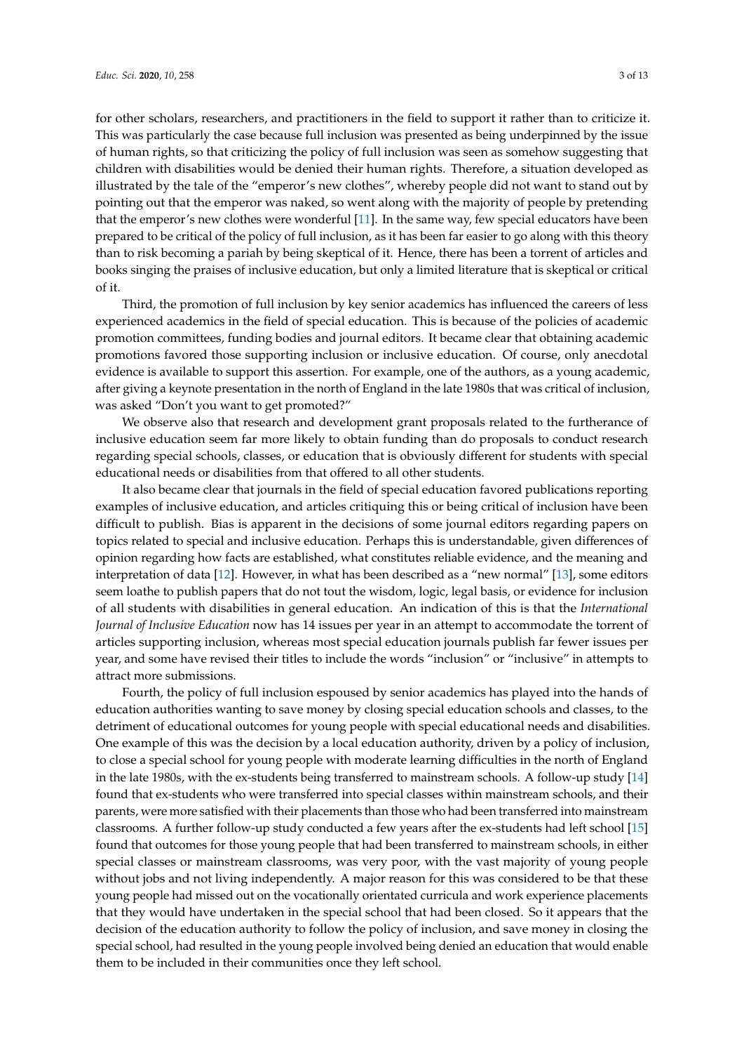for other scholars, researchers, and practitioners in the field to support it rather than to criticize it. This was particularly the case because full inclusion was presented as being underpinned by the issue of human rights, so that criticizing the policy of full inclusion was seen as somehow suggesting that children with disabilities would be denied their human rights. Therefore, a situation developed as illustrated by the tale of the "emperor's new clothes", whereby people did not want to stand out by pointing out that the emperor was naked, so went along with the majority of people by pretending that the emperor's new clothes were wonderful [11]. In the same way, few special educators have been prepared to be critical of the policy of full inclusion, as it has been far easier to go along with this theory than to risk becoming a pariah by being skeptical of it. Hence, there has been a torrent of articles and books singing the praises of inclusive education, but only a limited literature that is skeptical or critical of it.

Third, the promotion of full inclusion by key senior academics has influenced the careers of less experienced academics in the field of special education. This is because of the policies of academic promotion committees, funding bodies and journal editors. It became clear that obtaining academic promotions favored those supporting inclusion or inclusive education. Of course, only anecdotal evidence is available to support this assertion. For example, one of the authors, as a young academic, after giving a keynote presentation in the north of England in the late 1980s that was critical of inclusion, was asked "Don't you want to get promoted?"

We observe also that research and development grant proposals related to the furtherance of inclusive education seem far more likely to obtain funding than do proposals to conduct research regarding special schools, classes, or education that is obviously different for students with special educational needs or disabilities from that offered to all other students.

It also became clear that journals in the field of special education favored publications reporting examples of inclusive education, and articles critiquing this or being critical of inclusion have been difficult to publish. Bias is apparent in the decisions of some journal editors regarding papers on topics related to special and inclusive education. Perhaps this is understandable, given differences of opinion regarding how facts are established, what constitutes reliable evidence, and the meaning and interpretation of data [12]. However, in what has been described as a "new normal" [13], some editors seem loathe to publish papers that do not tout the wisdom, logic, legal basis, or evidence for inclusion of all students with disabilities in general education. An indication of this is that the *International Journal of Inclusive Education* now has 14 issues per year in an attempt to accommodate the torrent of articles supporting inclusion, whereas most special education journals publish far fewer issues per year, and some have revised their titles to include the words "inclusion" or "inclusive" in attempts to attract more submissions.

Fourth, the policy of full inclusion espoused by senior academics has played into the hands of education authorities wanting to save money by closing special education schools and classes, to the detriment of educational outcomes for young people with special educational needs and disabilities. One example of this was the decision by a local education authority, driven by a policy of inclusion, to close a special school for young people with moderate learning difficulties in the north of England in the late 1980s, with the ex-students being transferred to mainstream schools. A follow-up study [14] found that ex-students who were transferred into special classes within mainstream schools, and their parents, were more satisfied with their placements than those who had been transferred into mainstream classrooms. A further follow-up study conducted a few years after the ex-students had left school [15] found that outcomes for those young people that had been transferred to mainstream schools, in either special classes or mainstream classrooms, was very poor, with the vast majority of young people without jobs and not living independently. A major reason for this was considered to be that these young people had missed out on the vocationally orientated curricula and work experience placements that they would have undertaken in the special school that had been closed. So it appears that the decision of the education authority to follow the policy of inclusion, and save money in closing the special school, had resulted in the young people involved being denied an education that would enable them to be included in their communities once they left school.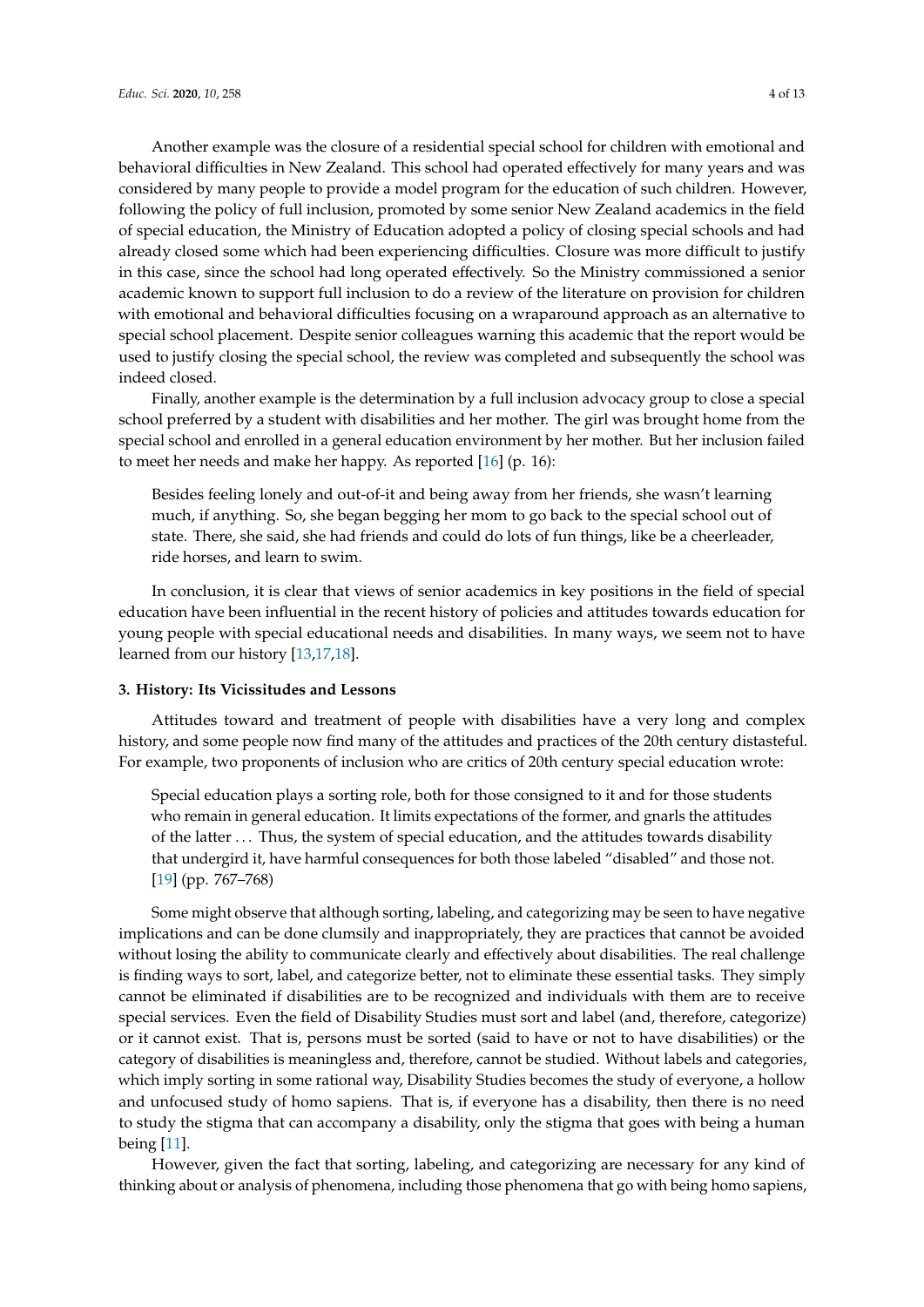Another example was the closure of a residential special school for children with emotional and behavioral difficulties in New Zealand. This school had operated effectively for many years and was considered by many people to provide a model program for the education of such children. However, following the policy of full inclusion, promoted by some senior New Zealand academics in the field of special education, the Ministry of Education adopted a policy of closing special schools and had already closed some which had been experiencing difficulties. Closure was more difficult to justify in this case, since the school had long operated effectively. So the Ministry commissioned a senior academic known to support full inclusion to do a review of the literature on provision for children with emotional and behavioral difficulties focusing on a wraparound approach as an alternative to special school placement. Despite senior colleagues warning this academic that the report would be used to justify closing the special school, the review was completed and subsequently the school was indeed closed.

Finally, another example is the determination by a full inclusion advocacy group to close a special school preferred by a student with disabilities and her mother. The girl was brought home from the special school and enrolled in a general education environment by her mother. But her inclusion failed to meet her needs and make her happy. As reported [16] (p. 16):

> Besides feeling lonely and out-of-it and being away from her friends, she wasn't learning much, if anything. So, she began begging her mom to go back to the special school out of state. There, she said, she had friends and could do lots of fun things, like be a cheerleader, ride horses, and learn to swim.

In conclusion, it is clear that views of senior academics in key positions in the field of special education have been influential in the recent history of policies and attitudes towards education for young people with special educational needs and disabilities. In many ways, we seem not to have learned from our history [13,17,18].

## 3. History: Its Vicissitudes and Lessons

Attitudes toward and treatment of people with disabilities have a very long and complex history, and some people now find many of the attitudes and practices of the 20th century distasteful. For example, two proponents of inclusion who are critics of 20th century special education wrote:

> Special education plays a sorting role, both for those consigned to it and for those students who remain in general education. It limits expectations of the former, and gnarls the attitudes of the latter ... Thus, the system of special education, and the attitudes towards disability that undergird it, have harmful consequences for both those labeled "disabled" and those not. [19] (pp. 767–768)

Some might observe that although sorting, labeling, and categorizing may be seen to have negative implications and can be done clumsily and inappropriately, they are practices that cannot be avoided without losing the ability to communicate clearly and effectively about disabilities. The real challenge is finding ways to sort, label, and categorize better, not to eliminate these essential tasks. They simply cannot be eliminated if disabilities are to be recognized and individuals with them are to receive special services. Even the field of Disability Studies must sort and label (and, therefore, categorize) or it cannot exist. That is, persons must be sorted (said to have or not to have disabilities) or the category of disabilities is meaningless and, therefore, cannot be studied. Without labels and categories, which imply sorting in some rational way, Disability Studies becomes the study of everyone, a hollow and unfocused study of homo sapiens. That is, if everyone has a disability, then there is no need to study the stigma that can accompany a disability, only the stigma that goes with being a human being [11].

However, given the fact that sorting, labeling, and categorizing are necessary for any kind of thinking about or analysis of phenomena, including those phenomena that go with being homo sapiens,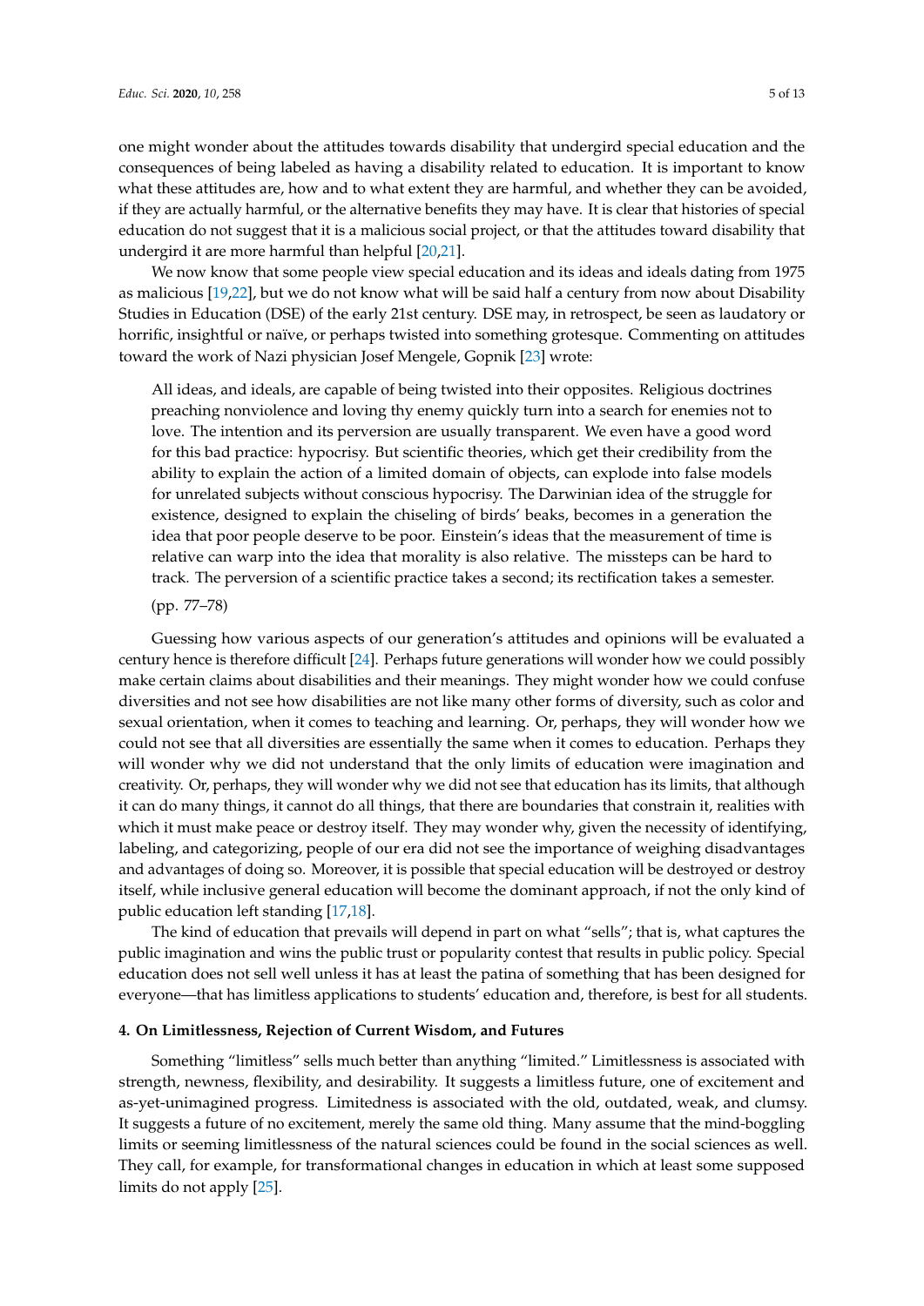one might wonder about the attitudes towards disability that undergird special education and the consequences of being labeled as having a disability related to education. It is important to know what these attitudes are, how and to what extent they are harmful, and whether they can be avoided, if they are actually harmful, or the alternative benefits they may have. It is clear that histories of special education do not suggest that it is a malicious social project, or that the attitudes toward disability that undergird it are more harmful than helpful [20,21].

We now know that some people view special education and its ideas and ideals dating from 1975 as malicious [19,22], but we do not know what will be said half a century from now about Disability Studies in Education (DSE) of the early 21st century. DSE may, in retrospect, be seen as laudatory or horrific, insightful or naïve, or perhaps twisted into something grotesque. Commenting on attitudes toward the work of Nazi physician Josef Mengele, Gopnik [23] wrote:

> All ideas, and ideals, are capable of being twisted into their opposites. Religious doctrines preaching nonviolence and loving thy enemy quickly turn into a search for enemies not to love. The intention and its perversion are usually transparent. We even have a good word for this bad practice: hypocrisy. But scientific theories, which get their credibility from the ability to explain the action of a limited domain of objects, can explode into false models for unrelated subjects without conscious hypocrisy. The Darwinian idea of the struggle for existence, designed to explain the chiseling of birds' beaks, becomes in a generation the idea that poor people deserve to be poor. Einstein's ideas that the measurement of time is relative can warp into the idea that morality is also relative. The missteps can be hard to track. The perversion of a scientific practice takes a second; its rectification takes a semester.
>
> (pp. 77–78)

Guessing how various aspects of our generation's attitudes and opinions will be evaluated a century hence is therefore difficult [24]. Perhaps future generations will wonder how we could possibly make certain claims about disabilities and their meanings. They might wonder how we could confuse diversities and not see how disabilities are not like many other forms of diversity, such as color and sexual orientation, when it comes to teaching and learning. Or, perhaps, they will wonder how we could not see that all diversities are essentially the same when it comes to education. Perhaps they will wonder why we did not understand that the only limits of education were imagination and creativity. Or, perhaps, they will wonder why we did not see that education has its limits, that although it can do many things, it cannot do all things, that there are boundaries that constrain it, realities with which it must make peace or destroy itself. They may wonder why, given the necessity of identifying, labeling, and categorizing, people of our era did not see the importance of weighing disadvantages and advantages of doing so. Moreover, it is possible that special education will be destroyed or destroy itself, while inclusive general education will become the dominant approach, if not the only kind of public education left standing [17,18].

The kind of education that prevails will depend in part on what "sells"; that is, what captures the public imagination and wins the public trust or popularity contest that results in public policy. Special education does not sell well unless it has at least the patina of something that has been designed for everyone—that has limitless applications to students' education and, therefore, is best for all students.

## 4. On Limitlessness, Rejection of Current Wisdom, and Futures

Something "limitless" sells much better than anything "limited." Limitlessness is associated with strength, newness, flexibility, and desirability. It suggests a limitless future, one of excitement and as-yet-unimagined progress. Limitedness is associated with the old, outdated, weak, and clumsy. It suggests a future of no excitement, merely the same old thing. Many assume that the mind-boggling limits or seeming limitlessness of the natural sciences could be found in the social sciences as well. They call, for example, for transformational changes in education in which at least some supposed limits do not apply [25].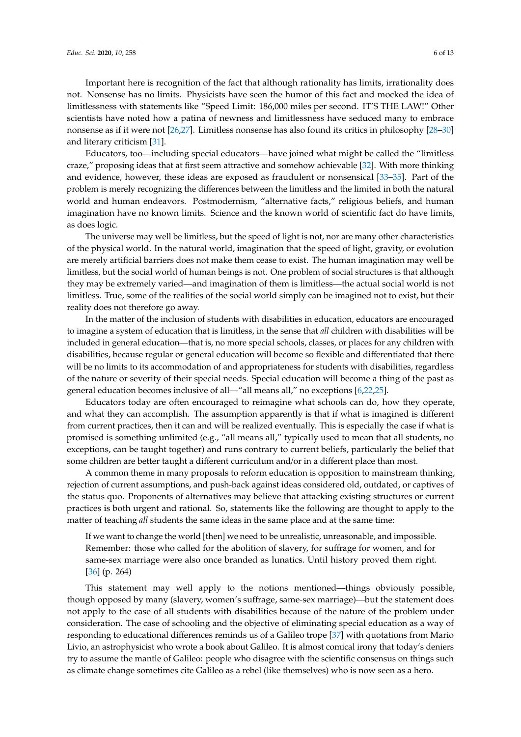Important here is recognition of the fact that although rationality has limits, irrationality does not. Nonsense has no limits. Physicists have seen the humor of this fact and mocked the idea of limitlessness with statements like "Speed Limit: 186,000 miles per second. IT'S THE LAW!" Other scientists have noted how a patina of newness and limitlessness have seduced many to embrace nonsense as if it were not [26,27]. Limitless nonsense has also found its critics in philosophy [28–30] and literary criticism [31].

Educators, too—including special educators—have joined what might be called the "limitless craze," proposing ideas that at first seem attractive and somehow achievable [32]. With more thinking and evidence, however, these ideas are exposed as fraudulent or nonsensical [33–35]. Part of the problem is merely recognizing the differences between the limitless and the limited in both the natural world and human endeavors. Postmodernism, "alternative facts," religious beliefs, and human imagination have no known limits. Science and the known world of scientific fact do have limits, as does logic.

The universe may well be limitless, but the speed of light is not, nor are many other characteristics of the physical world. In the natural world, imagination that the speed of light, gravity, or evolution are merely artificial barriers does not make them cease to exist. The human imagination may well be limitless, but the social world of human beings is not. One problem of social structures is that although they may be extremely varied—and imagination of them is limitless—the actual social world is not limitless. True, some of the realities of the social world simply can be imagined not to exist, but their reality does not therefore go away.

In the matter of the inclusion of students with disabilities in education, educators are encouraged to imagine a system of education that is limitless, in the sense that *all* children with disabilities will be included in general education—that is, no more special schools, classes, or places for any children with disabilities, because regular or general education will become so flexible and differentiated that there will be no limits to its accommodation of and appropriateness for students with disabilities, regardless of the nature or severity of their special needs. Special education will become a thing of the past as general education becomes inclusive of all—"all means all," no exceptions [6,22,25].

Educators today are often encouraged to reimagine what schools can do, how they operate, and what they can accomplish. The assumption apparently is that if what is imagined is different from current practices, then it can and will be realized eventually. This is especially the case if what is promised is something unlimited (e.g., "all means all," typically used to mean that all students, no exceptions, can be taught together) and runs contrary to current beliefs, particularly the belief that some children are better taught a different curriculum and/or in a different place than most.

A common theme in many proposals to reform education is opposition to mainstream thinking, rejection of current assumptions, and push-back against ideas considered old, outdated, or captives of the status quo. Proponents of alternatives may believe that attacking existing structures or current practices is both urgent and rational. So, statements like the following are thought to apply to the matter of teaching *all* students the same ideas in the same place and at the same time:

> If we want to change the world [then] we need to be unrealistic, unreasonable, and impossible. Remember: those who called for the abolition of slavery, for suffrage for women, and for same-sex marriage were also once branded as lunatics. Until history proved them right. [36] (p. 264)

This statement may well apply to the notions mentioned—things obviously possible, though opposed by many (slavery, women's suffrage, same-sex marriage)—but the statement does not apply to the case of all students with disabilities because of the nature of the problem under consideration. The case of schooling and the objective of eliminating special education as a way of responding to educational differences reminds us of a Galileo trope [37] with quotations from Mario Livio, an astrophysicist who wrote a book about Galileo. It is almost comical irony that today's deniers try to assume the mantle of Galileo: people who disagree with the scientific consensus on things such as climate change sometimes cite Galileo as a rebel (like themselves) who is now seen as a hero.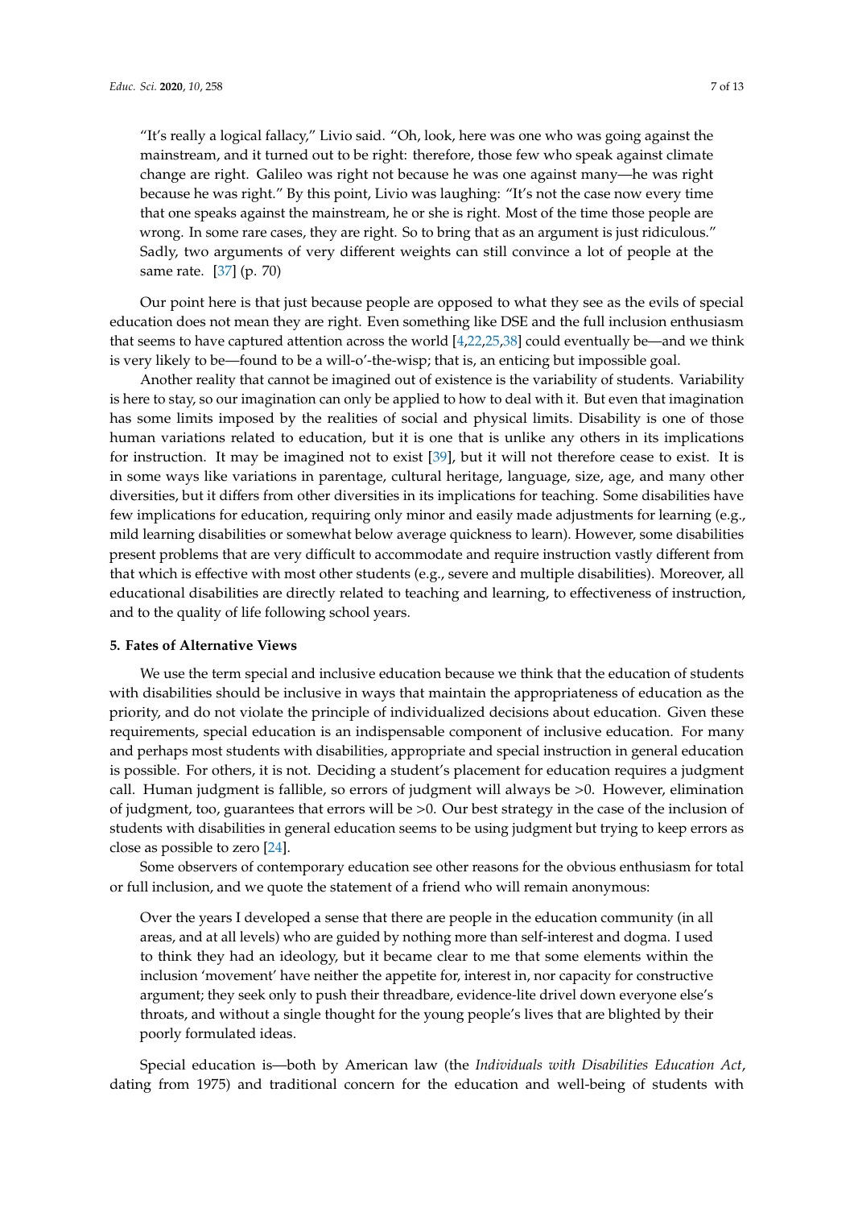> "It's really a logical fallacy," Livio said. "Oh, look, here was one who was going against the mainstream, and it turned out to be right: therefore, those few who speak against climate change are right. Galileo was right not because he was one against many—he was right because he was right." By this point, Livio was laughing: "It's not the case now every time that one speaks against the mainstream, he or she is right. Most of the time those people are wrong. In some rare cases, they are right. So to bring that as an argument is just ridiculous." Sadly, two arguments of very different weights can still convince a lot of people at the same rate. [37] (p. 70)

Our point here is that just because people are opposed to what they see as the evils of special education does not mean they are right. Even something like DSE and the full inclusion enthusiasm that seems to have captured attention across the world [4,22,25,38] could eventually be—and we think is very likely to be—found to be a will-o'-the-wisp; that is, an enticing but impossible goal.

Another reality that cannot be imagined out of existence is the variability of students. Variability is here to stay, so our imagination can only be applied to how to deal with it. But even that imagination has some limits imposed by the realities of social and physical limits. Disability is one of those human variations related to education, but it is one that is unlike any others in its implications for instruction. It may be imagined not to exist [39], but it will not therefore cease to exist. It is in some ways like variations in parentage, cultural heritage, language, size, age, and many other diversities, but it differs from other diversities in its implications for teaching. Some disabilities have few implications for education, requiring only minor and easily made adjustments for learning (e.g., mild learning disabilities or somewhat below average quickness to learn). However, some disabilities present problems that are very difficult to accommodate and require instruction vastly different from that which is effective with most other students (e.g., severe and multiple disabilities). Moreover, all educational disabilities are directly related to teaching and learning, to effectiveness of instruction, and to the quality of life following school years.

## 5. Fates of Alternative Views

We use the term special and inclusive education because we think that the education of students with disabilities should be inclusive in ways that maintain the appropriateness of education as the priority, and do not violate the principle of individualized decisions about education. Given these requirements, special education is an indispensable component of inclusive education. For many and perhaps most students with disabilities, appropriate and special instruction in general education is possible. For others, it is not. Deciding a student's placement for education requires a judgment call. Human judgment is fallible, so errors of judgment will always be $>0$. However, elimination of judgment, too, guarantees that errors will be $>0$. Our best strategy in the case of the inclusion of students with disabilities in general education seems to be using judgment but trying to keep errors as close as possible to zero [24].

Some observers of contemporary education see other reasons for the obvious enthusiasm for total or full inclusion, and we quote the statement of a friend who will remain anonymous:

> Over the years I developed a sense that there are people in the education community (in all areas, and at all levels) who are guided by nothing more than self-interest and dogma. I used to think they had an ideology, but it became clear to me that some elements within the inclusion 'movement' have neither the appetite for, interest in, nor capacity for constructive argument; they seek only to push their threadbare, evidence-lite drivel down everyone else's throats, and without a single thought for the young people's lives that are blighted by their poorly formulated ideas.

Special education is—both by American law (the *Individuals with Disabilities Education Act*, dating from 1975) and traditional concern for the education and well-being of students with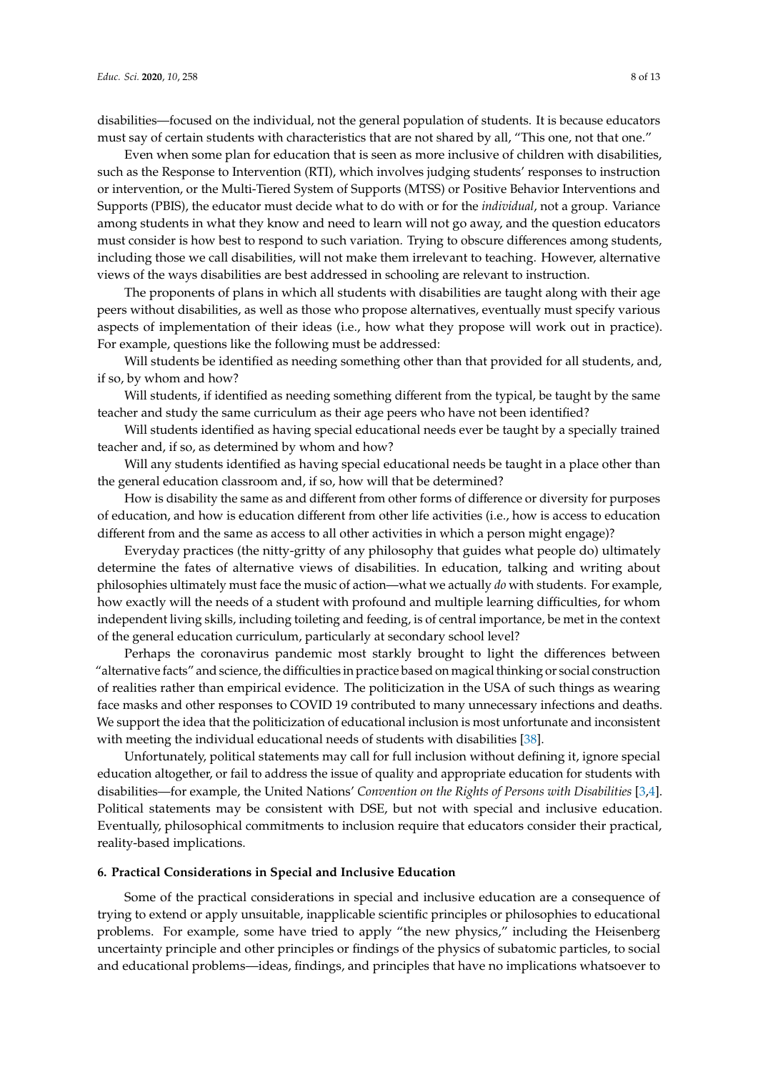disabilities—focused on the individual, not the general population of students. It is because educators must say of certain students with characteristics that are not shared by all, "This one, not that one."

Even when some plan for education that is seen as more inclusive of children with disabilities, such as the Response to Intervention (RTI), which involves judging students' responses to instruction or intervention, or the Multi-Tiered System of Supports (MTSS) or Positive Behavior Interventions and Supports (PBIS), the educator must decide what to do with or for the *individual*, not a group. Variance among students in what they know and need to learn will not go away, and the question educators must consider is how best to respond to such variation. Trying to obscure differences among students, including those we call disabilities, will not make them irrelevant to teaching. However, alternative views of the ways disabilities are best addressed in schooling are relevant to instruction.

The proponents of plans in which all students with disabilities are taught along with their age peers without disabilities, as well as those who propose alternatives, eventually must specify various aspects of implementation of their ideas (i.e., how what they propose will work out in practice). For example, questions like the following must be addressed:

Will students be identified as needing something other than that provided for all students, and, if so, by whom and how?

Will students, if identified as needing something different from the typical, be taught by the same teacher and study the same curriculum as their age peers who have not been identified?

Will students identified as having special educational needs ever be taught by a specially trained teacher and, if so, as determined by whom and how?

Will any students identified as having special educational needs be taught in a place other than the general education classroom and, if so, how will that be determined?

How is disability the same as and different from other forms of difference or diversity for purposes of education, and how is education different from other life activities (i.e., how is access to education different from and the same as access to all other activities in which a person might engage)?

Everyday practices (the nitty-gritty of any philosophy that guides what people do) ultimately determine the fates of alternative views of disabilities. In education, talking and writing about philosophies ultimately must face the music of action—what we actually *do* with students. For example, how exactly will the needs of a student with profound and multiple learning difficulties, for whom independent living skills, including toileting and feeding, is of central importance, be met in the context of the general education curriculum, particularly at secondary school level?

Perhaps the coronavirus pandemic most starkly brought to light the differences between "alternative facts" and science, the difficulties in practice based on magical thinking or social construction of realities rather than empirical evidence. The politicization in the USA of such things as wearing face masks and other responses to COVID 19 contributed to many unnecessary infections and deaths. We support the idea that the politicization of educational inclusion is most unfortunate and inconsistent with meeting the individual educational needs of students with disabilities [38].

Unfortunately, political statements may call for full inclusion without defining it, ignore special education altogether, or fail to address the issue of quality and appropriate education for students with disabilities—for example, the United Nations' *Convention on the Rights of Persons with Disabilities* [3,4]. Political statements may be consistent with DSE, but not with special and inclusive education. Eventually, philosophical commitments to inclusion require that educators consider their practical, reality-based implications.

## 6. Practical Considerations in Special and Inclusive Education

Some of the practical considerations in special and inclusive education are a consequence of trying to extend or apply unsuitable, inapplicable scientific principles or philosophies to educational problems. For example, some have tried to apply "the new physics," including the Heisenberg uncertainty principle and other principles or findings of the physics of subatomic particles, to social and educational problems—ideas, findings, and principles that have no implications whatsoever to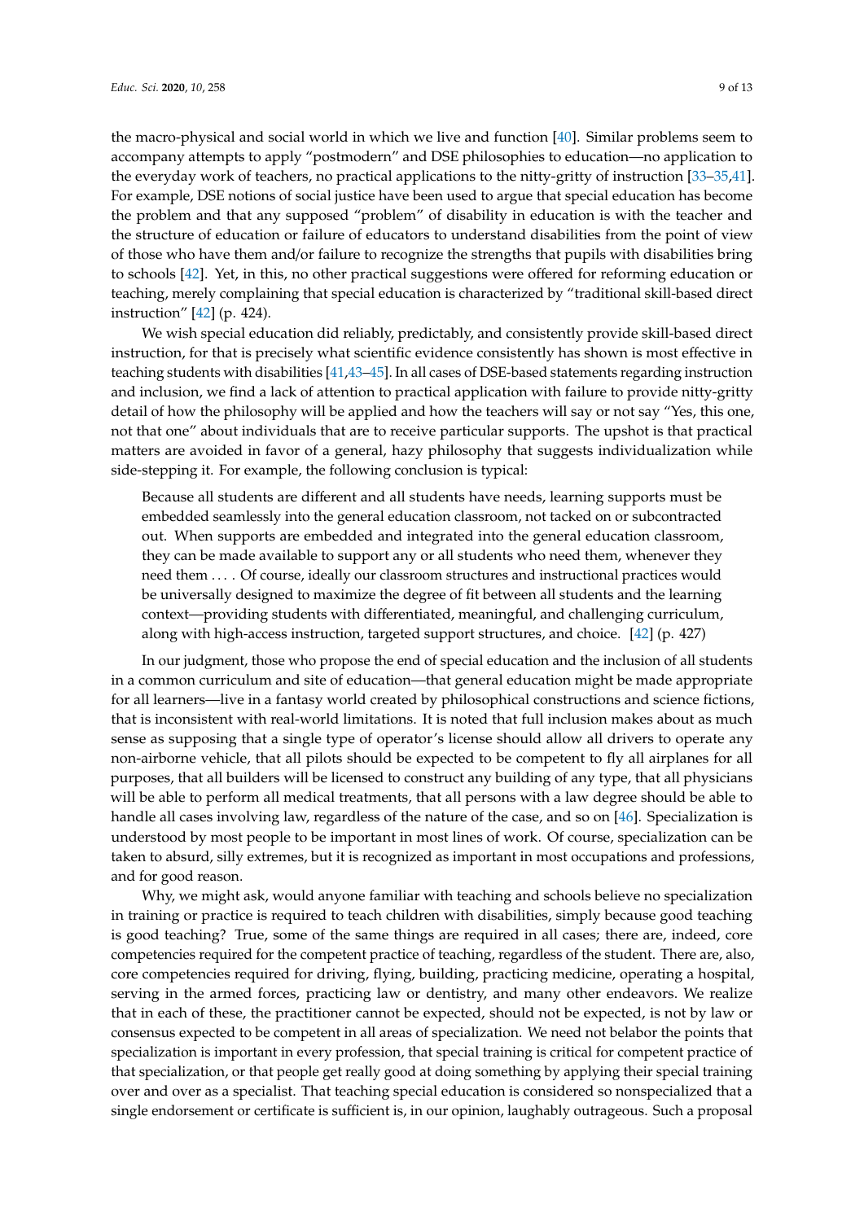the macro-physical and social world in which we live and function [40]. Similar problems seem to accompany attempts to apply "postmodern" and DSE philosophies to education—no application to the everyday work of teachers, no practical applications to the nitty-gritty of instruction [33–35,41]. For example, DSE notions of social justice have been used to argue that special education has become the problem and that any supposed "problem" of disability in education is with the teacher and the structure of education or failure of educators to understand disabilities from the point of view of those who have them and/or failure to recognize the strengths that pupils with disabilities bring to schools [42]. Yet, in this, no other practical suggestions were offered for reforming education or teaching, merely complaining that special education is characterized by "traditional skill-based direct instruction" [42] (p. 424).

We wish special education did reliably, predictably, and consistently provide skill-based direct instruction, for that is precisely what scientific evidence consistently has shown is most effective in teaching students with disabilities [41,43–45]. In all cases of DSE-based statements regarding instruction and inclusion, we find a lack of attention to practical application with failure to provide nitty-gritty detail of how the philosophy will be applied and how the teachers will say or not say "Yes, this one, not that one" about individuals that are to receive particular supports. The upshot is that practical matters are avoided in favor of a general, hazy philosophy that suggests individualization while side-stepping it. For example, the following conclusion is typical:

> Because all students are different and all students have needs, learning supports must be embedded seamlessly into the general education classroom, not tacked on or subcontracted out. When supports are embedded and integrated into the general education classroom, they can be made available to support any or all students who need them, whenever they need them . . . . Of course, ideally our classroom structures and instructional practices would be universally designed to maximize the degree of fit between all students and the learning context—providing students with differentiated, meaningful, and challenging curriculum, along with high-access instruction, targeted support structures, and choice. [42] (p. 427)

In our judgment, those who propose the end of special education and the inclusion of all students in a common curriculum and site of education—that general education might be made appropriate for all learners—live in a fantasy world created by philosophical constructions and science fictions, that is inconsistent with real-world limitations. It is noted that full inclusion makes about as much sense as supposing that a single type of operator's license should allow all drivers to operate any non-airborne vehicle, that all pilots should be expected to be competent to fly all airplanes for all purposes, that all builders will be licensed to construct any building of any type, that all physicians will be able to perform all medical treatments, that all persons with a law degree should be able to handle all cases involving law, regardless of the nature of the case, and so on [46]. Specialization is understood by most people to be important in most lines of work. Of course, specialization can be taken to absurd, silly extremes, but it is recognized as important in most occupations and professions, and for good reason.

Why, we might ask, would anyone familiar with teaching and schools believe no specialization in training or practice is required to teach children with disabilities, simply because good teaching is good teaching? True, some of the same things are required in all cases; there are, indeed, core competencies required for the competent practice of teaching, regardless of the student. There are, also, core competencies required for driving, flying, building, practicing medicine, operating a hospital, serving in the armed forces, practicing law or dentistry, and many other endeavors. We realize that in each of these, the practitioner cannot be expected, should not be expected, is not by law or consensus expected to be competent in all areas of specialization. We need not belabor the points that specialization is important in every profession, that special training is critical for competent practice of that specialization, or that people get really good at doing something by applying their special training over and over as a specialist. That teaching special education is considered so nonspecialized that a single endorsement or certificate is sufficient is, in our opinion, laughably outrageous. Such a proposal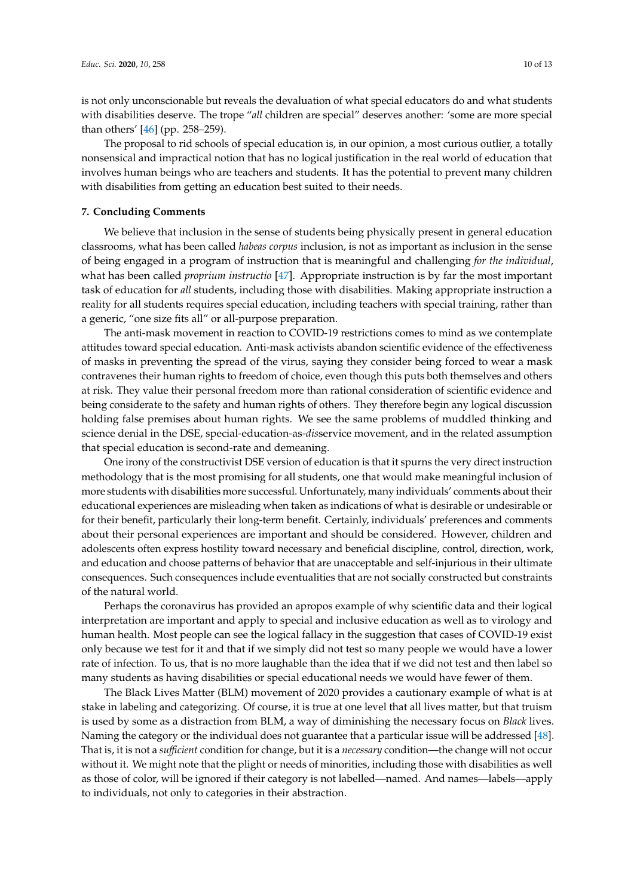is not only unconscionable but reveals the devaluation of what special educators do and what students with disabilities deserve. The trope "*all* children are special" deserves another: 'some are more special than others' [46] (pp. 258–259).

The proposal to rid schools of special education is, in our opinion, a most curious outlier, a totally nonsensical and impractical notion that has no logical justification in the real world of education that involves human beings who are teachers and students. It has the potential to prevent many children with disabilities from getting an education best suited to their needs.

## 7. Concluding Comments

We believe that inclusion in the sense of students being physically present in general education classrooms, what has been called *habeas corpus* inclusion, is not as important as inclusion in the sense of being engaged in a program of instruction that is meaningful and challenging *for the individual*, what has been called *proprium instructio* [47]. Appropriate instruction is by far the most important task of education for *all* students, including those with disabilities. Making appropriate instruction a reality for all students requires special education, including teachers with special training, rather than a generic, "one size fits all" or all-purpose preparation.

The anti-mask movement in reaction to COVID-19 restrictions comes to mind as we contemplate attitudes toward special education. Anti-mask activists abandon scientific evidence of the effectiveness of masks in preventing the spread of the virus, saying they consider being forced to wear a mask contravenes their human rights to freedom of choice, even though this puts both themselves and others at risk. They value their personal freedom more than rational consideration of scientific evidence and being considerate to the safety and human rights of others. They therefore begin any logical discussion holding false premises about human rights. We see the same problems of muddled thinking and science denial in the DSE, special-education-as-*dis*service movement, and in the related assumption that special education is second-rate and demeaning.

One irony of the constructivist DSE version of education is that it spurns the very direct instruction methodology that is the most promising for all students, one that would make meaningful inclusion of more students with disabilities more successful. Unfortunately, many individuals' comments about their educational experiences are misleading when taken as indications of what is desirable or undesirable or for their benefit, particularly their long-term benefit. Certainly, individuals' preferences and comments about their personal experiences are important and should be considered. However, children and adolescents often express hostility toward necessary and beneficial discipline, control, direction, work, and education and choose patterns of behavior that are unacceptable and self-injurious in their ultimate consequences. Such consequences include eventualities that are not socially constructed but constraints of the natural world.

Perhaps the coronavirus has provided an apropos example of why scientific data and their logical interpretation are important and apply to special and inclusive education as well as to virology and human health. Most people can see the logical fallacy in the suggestion that cases of COVID-19 exist only because we test for it and that if we simply did not test so many people we would have a lower rate of infection. To us, that is no more laughable than the idea that if we did not test and then label so many students as having disabilities or special educational needs we would have fewer of them.

The Black Lives Matter (BLM) movement of 2020 provides a cautionary example of what is at stake in labeling and categorizing. Of course, it is true at one level that all lives matter, but that truism is used by some as a distraction from BLM, a way of diminishing the necessary focus on *Black* lives. Naming the category or the individual does not guarantee that a particular issue will be addressed [48]. That is, it is not a *sufficient* condition for change, but it is a *necessary* condition—the change will not occur without it. We might note that the plight or needs of minorities, including those with disabilities as well as those of color, will be ignored if their category is not labelled—named. And names—labels—apply to individuals, not only to categories in their abstraction.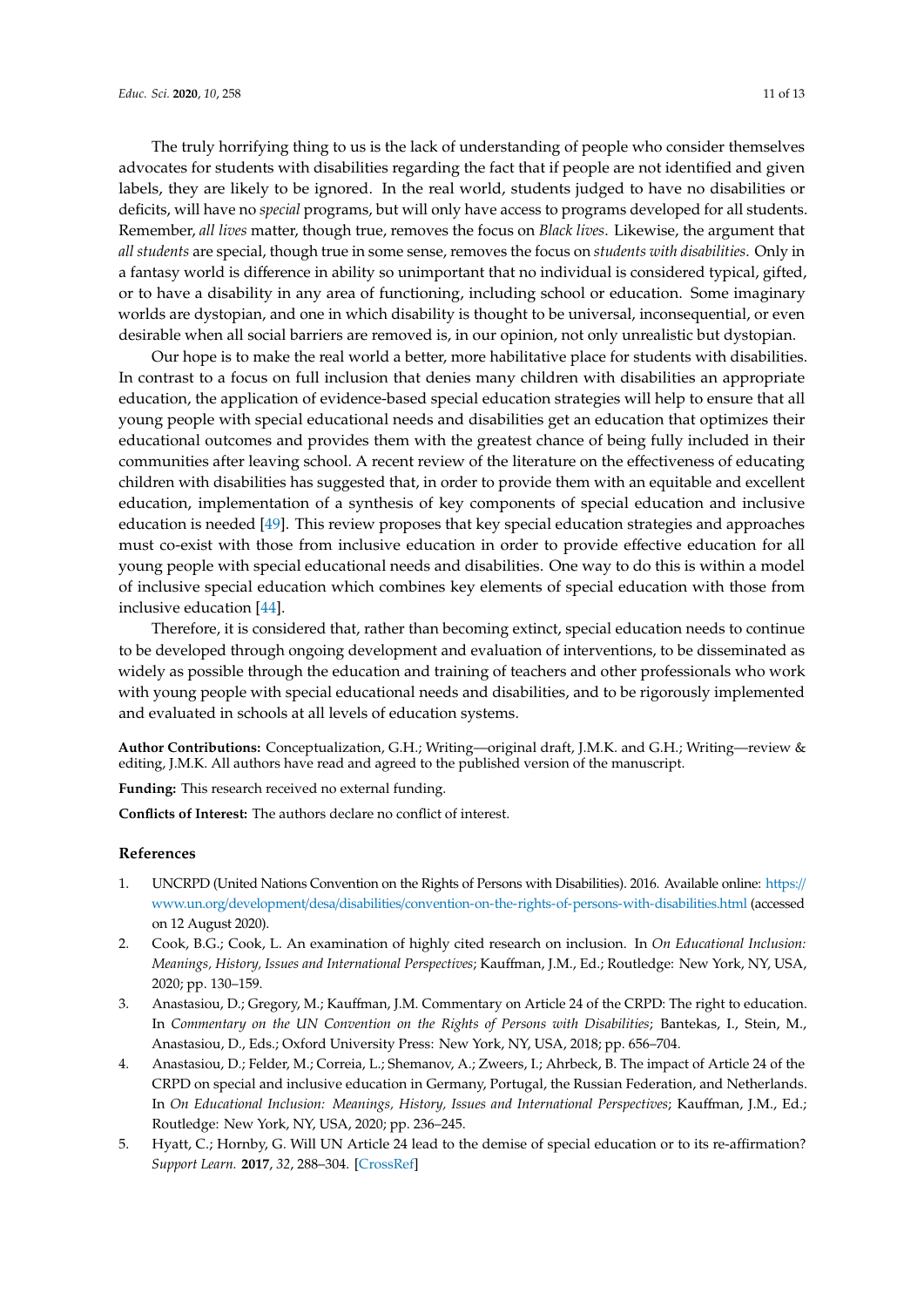The truly horrifying thing to us is the lack of understanding of people who consider themselves advocates for students with disabilities regarding the fact that if people are not identified and given labels, they are likely to be ignored. In the real world, students judged to have no disabilities or deficits, will have no *special* programs, but will only have access to programs developed for all students. Remember, *all lives* matter, though true, removes the focus on *Black lives*. Likewise, the argument that *all students* are special, though true in some sense, removes the focus on *students with disabilities*. Only in a fantasy world is difference in ability so unimportant that no individual is considered typical, gifted, or to have a disability in any area of functioning, including school or education. Some imaginary worlds are dystopian, and one in which disability is thought to be universal, inconsequential, or even desirable when all social barriers are removed is, in our opinion, not only unrealistic but dystopian.

Our hope is to make the real world a better, more habilitative place for students with disabilities. In contrast to a focus on full inclusion that denies many children with disabilities an appropriate education, the application of evidence-based special education strategies will help to ensure that all young people with special educational needs and disabilities get an education that optimizes their educational outcomes and provides them with the greatest chance of being fully included in their communities after leaving school. A recent review of the literature on the effectiveness of educating children with disabilities has suggested that, in order to provide them with an equitable and excellent education, implementation of a synthesis of key components of special education and inclusive education is needed [49]. This review proposes that key special education strategies and approaches must co-exist with those from inclusive education in order to provide effective education for all young people with special educational needs and disabilities. One way to do this is within a model of inclusive special education which combines key elements of special education with those from inclusive education [44].

Therefore, it is considered that, rather than becoming extinct, special education needs to continue to be developed through ongoing development and evaluation of interventions, to be disseminated as widely as possible through the education and training of teachers and other professionals who work with young people with special educational needs and disabilities, and to be rigorously implemented and evaluated in schools at all levels of education systems.

**Author Contributions:** Conceptualization, G.H.; Writing—original draft, J.M.K. and G.H.; Writing—review & editing, J.M.K. All authors have read and agreed to the published version of the manuscript.

**Funding:** This research received no external funding.

**Conflicts of Interest:** The authors declare no conflict of interest.

## References

1. UNCRPD (United Nations Convention on the Rights of Persons with Disabilities). 2016. Available online: https://www.un.org/development/desa/disabilities/convention-on-the-rights-of-persons-with-disabilities.html (accessed on 12 August 2020).
2. Cook, B.G.; Cook, L. An examination of highly cited research on inclusion. In *On Educational Inclusion: Meanings, History, Issues and International Perspectives*; Kauffman, J.M., Ed.; Routledge: New York, NY, USA, 2020; pp. 130–159.
3. Anastasiou, D.; Gregory, M.; Kauffman, J.M. Commentary on Article 24 of the CRPD: The right to education. In *Commentary on the UN Convention on the Rights of Persons with Disabilities*; Bantekas, I., Stein, M., Anastasiou, D., Eds.; Oxford University Press: New York, NY, USA, 2018; pp. 656–704.
4. Anastasiou, D.; Felder, M.; Correia, L.; Shemanov, A.; Zweers, I.; Ahrbeck, B. The impact of Article 24 of the CRPD on special and inclusive education in Germany, Portugal, the Russian Federation, and Netherlands. In *On Educational Inclusion: Meanings, History, Issues and International Perspectives*; Kauffman, J.M., Ed.; Routledge: New York, NY, USA, 2020; pp. 236–245.
5. Hyatt, C.; Hornby, G. Will UN Article 24 lead to the demise of special education or to its re-affirmation? *Support Learn.* **2017**, *32*, 288–304. [CrossRef]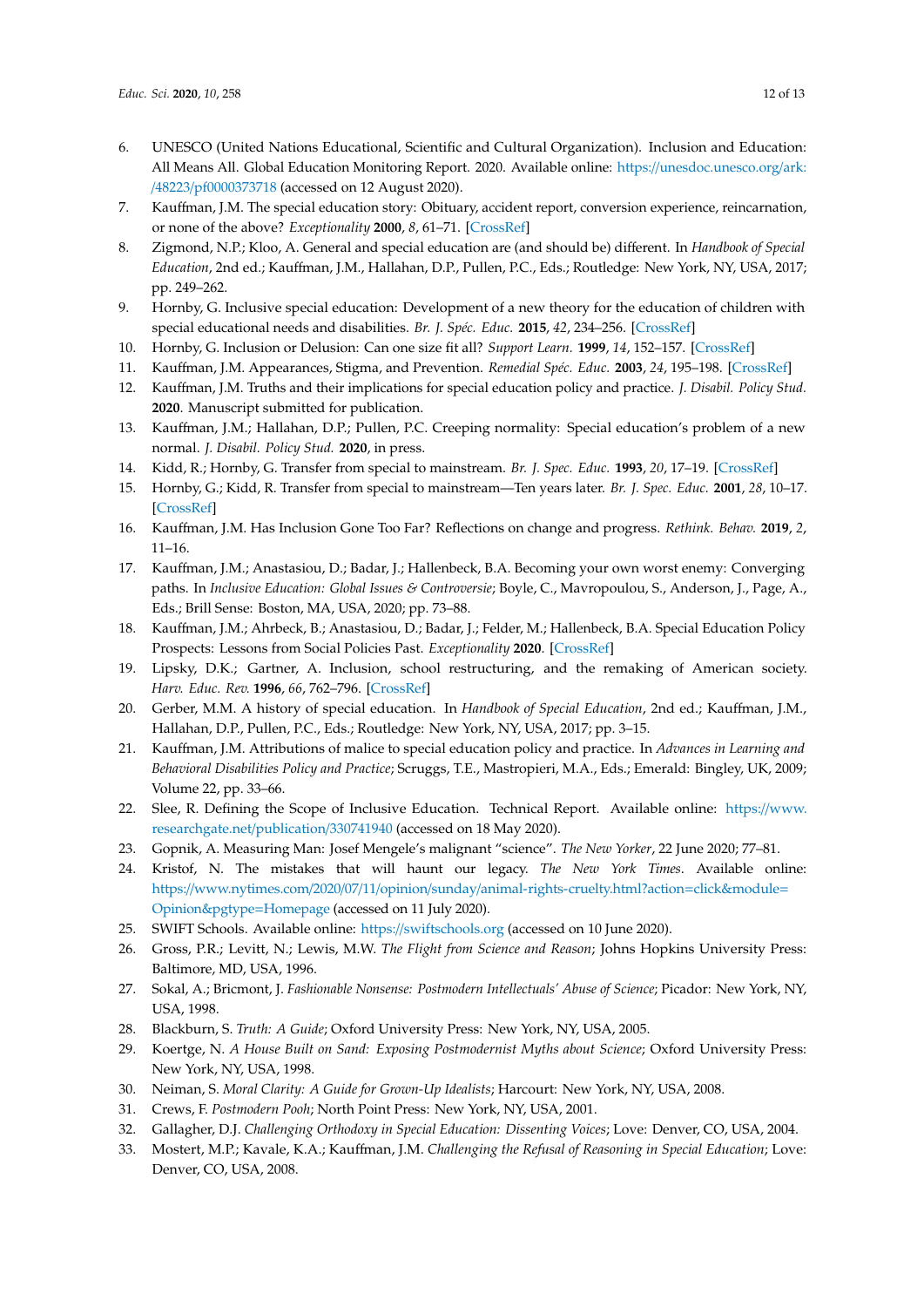6. UNESCO (United Nations Educational, Scientific and Cultural Organization). Inclusion and Education: All Means All. Global Education Monitoring Report. 2020. Available online: https://unesdoc.unesco.org/ark:/48223/pf0000373718 (accessed on 12 August 2020).
7. Kauffman, J.M. The special education story: Obituary, accident report, conversion experience, reincarnation, or none of the above? *Exceptionality* **2000**, *8*, 61–71. [CrossRef]
8. Zigmond, N.P.; Kloo, A. General and special education are (and should be) different. In *Handbook of Special Education*, 2nd ed.; Kauffman, J.M., Hallahan, D.P., Pullen, P.C., Eds.; Routledge: New York, NY, USA, 2017; pp. 249–262.
9. Hornby, G. Inclusive special education: Development of a new theory for the education of children with special educational needs and disabilities. *Br. J. Spéc. Educ.* **2015**, *42*, 234–256. [CrossRef]
10. Hornby, G. Inclusion or Delusion: Can one size fit all? *Support Learn.* **1999**, *14*, 152–157. [CrossRef]
11. Kauffman, J.M. Appearances, Stigma, and Prevention. *Remedial Spéc. Educ.* **2003**, *24*, 195–198. [CrossRef]
12. Kauffman, J.M. Truths and their implications for special education policy and practice. *J. Disabil. Policy Stud.* **2020**. Manuscript submitted for publication.
13. Kauffman, J.M.; Hallahan, D.P.; Pullen, P.C. Creeping normality: Special education's problem of a new normal. *J. Disabil. Policy Stud.* **2020**, in press.
14. Kidd, R.; Hornby, G. Transfer from special to mainstream. *Br. J. Spec. Educ.* **1993**, *20*, 17–19. [CrossRef]
15. Hornby, G.; Kidd, R. Transfer from special to mainstream—Ten years later. *Br. J. Spec. Educ.* **2001**, *28*, 10–17. [CrossRef]
16. Kauffman, J.M. Has Inclusion Gone Too Far? Reflections on change and progress. *Rethink. Behav.* **2019**, *2*, 11–16.
17. Kauffman, J.M.; Anastasiou, D.; Badar, J.; Hallenbeck, B.A. Becoming your own worst enemy: Converging paths. In *Inclusive Education: Global Issues & Controversie*; Boyle, C., Mavropoulou, S., Anderson, J., Page, A., Eds.; Brill Sense: Boston, MA, USA, 2020; pp. 73–88.
18. Kauffman, J.M.; Ahrbeck, B.; Anastasiou, D.; Badar, J.; Felder, M.; Hallenbeck, B.A. Special Education Policy Prospects: Lessons from Social Policies Past. *Exceptionality* **2020**. [CrossRef]
19. Lipsky, D.K.; Gartner, A. Inclusion, school restructuring, and the remaking of American society. *Harv. Educ. Rev.* **1996**, *66*, 762–796. [CrossRef]
20. Gerber, M.M. A history of special education. In *Handbook of Special Education*, 2nd ed.; Kauffman, J.M., Hallahan, D.P., Pullen, P.C., Eds.; Routledge: New York, NY, USA, 2017; pp. 3–15.
21. Kauffman, J.M. Attributions of malice to special education policy and practice. In *Advances in Learning and Behavioral Disabilities Policy and Practice*; Scruggs, T.E., Mastropieri, M.A., Eds.; Emerald: Bingley, UK, 2009; Volume 22, pp. 33–66.
22. Slee, R. Defining the Scope of Inclusive Education. Technical Report. Available online: https://www.researchgate.net/publication/330741940 (accessed on 18 May 2020).
23. Gopnik, A. Measuring Man: Josef Mengele's malignant "science". *The New Yorker*, 22 June 2020; 77–81.
24. Kristof, N. The mistakes that will haunt our legacy. *The New York Times*. Available online: https://www.nytimes.com/2020/07/11/opinion/sunday/animal-rights-cruelty.html?action=click&module=Opinion&pgtype=Homepage (accessed on 11 July 2020).
25. SWIFT Schools. Available online: https://swiftschools.org (accessed on 10 June 2020).
26. Gross, P.R.; Levitt, N.; Lewis, M.W. *The Flight from Science and Reason*; Johns Hopkins University Press: Baltimore, MD, USA, 1996.
27. Sokal, A.; Bricmont, J. *Fashionable Nonsense: Postmodern Intellectuals' Abuse of Science*; Picador: New York, NY, USA, 1998.
28. Blackburn, S. *Truth: A Guide*; Oxford University Press: New York, NY, USA, 2005.
29. Koertge, N. *A House Built on Sand: Exposing Postmodernist Myths about Science*; Oxford University Press: New York, NY, USA, 1998.
30. Neiman, S. *Moral Clarity: A Guide for Grown-Up Idealists*; Harcourt: New York, NY, USA, 2008.
31. Crews, F. *Postmodern Pooh*; North Point Press: New York, NY, USA, 2001.
32. Gallagher, D.J. *Challenging Orthodoxy in Special Education: Dissenting Voices*; Love: Denver, CO, USA, 2004.
33. Mostert, M.P.; Kavale, K.A.; Kauffman, J.M. *Challenging the Refusal of Reasoning in Special Education*; Love: Denver, CO, USA, 2008.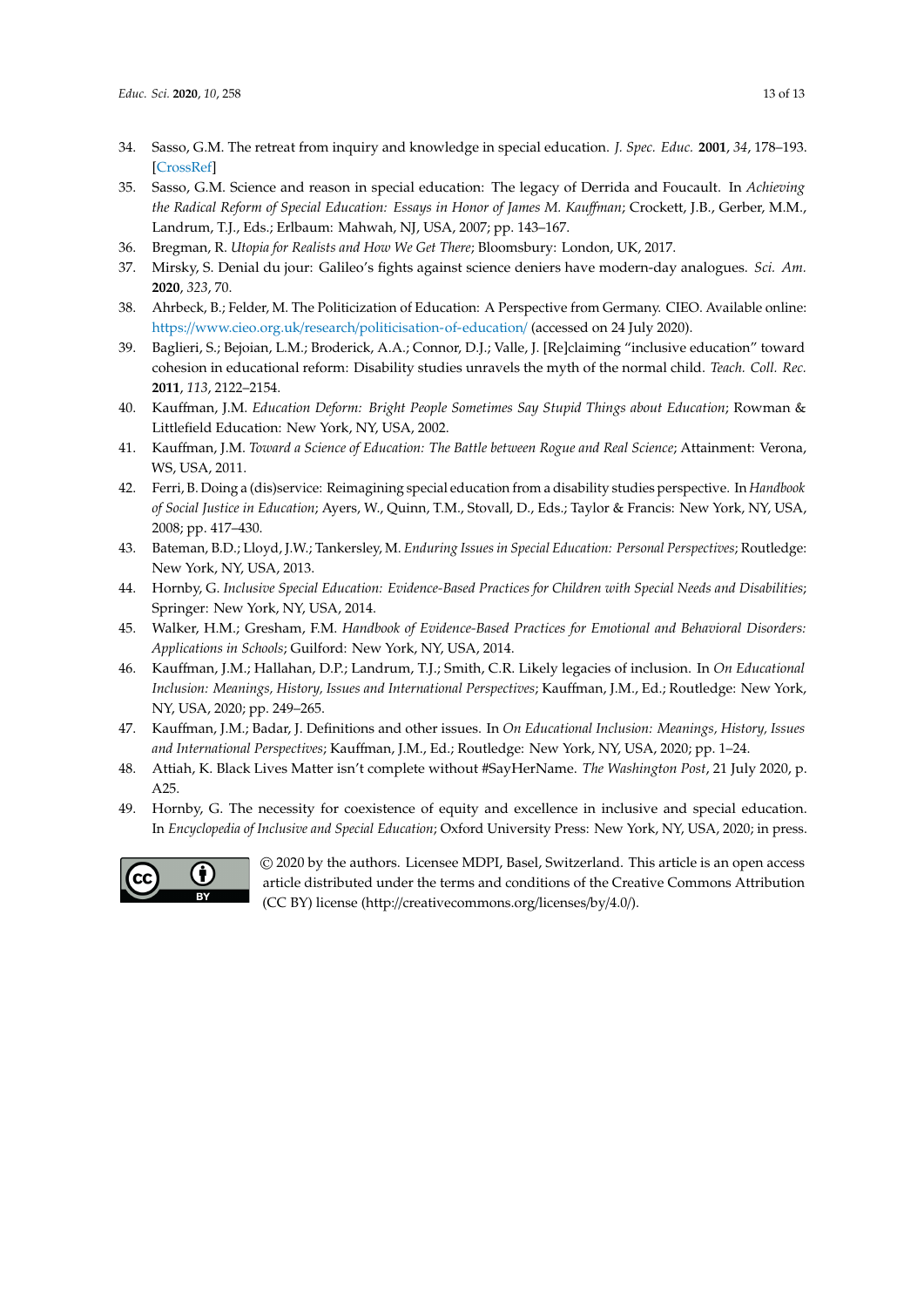34. Sasso, G.M. The retreat from inquiry and knowledge in special education. *J. Spec. Educ.* **2001**, *34*, 178–193. [CrossRef]
35. Sasso, G.M. Science and reason in special education: The legacy of Derrida and Foucault. In *Achieving the Radical Reform of Special Education: Essays in Honor of James M. Kauffman*; Crockett, J.B., Gerber, M.M., Landrum, T.J., Eds.; Erlbaum: Mahwah, NJ, USA, 2007; pp. 143–167.
36. Bregman, R. *Utopia for Realists and How We Get There*; Bloomsbury: London, UK, 2017.
37. Mirsky, S. Denial du jour: Galileo's fights against science deniers have modern-day analogues. *Sci. Am.* **2020**, *323*, 70.
38. Ahrbeck, B.; Felder, M. The Politicization of Education: A Perspective from Germany. CIEO. Available online: https://www.cieo.org.uk/research/politicisation-of-education/ (accessed on 24 July 2020).
39. Baglieri, S.; Bejoian, L.M.; Broderick, A.A.; Connor, D.J.; Valle, J. [Re]claiming "inclusive education" toward cohesion in educational reform: Disability studies unravels the myth of the normal child. *Teach. Coll. Rec.* **2011**, *113*, 2122–2154.
40. Kauffman, J.M. *Education Deform: Bright People Sometimes Say Stupid Things about Education*; Rowman & Littlefield Education: New York, NY, USA, 2002.
41. Kauffman, J.M. *Toward a Science of Education: The Battle between Rogue and Real Science*; Attainment: Verona, WS, USA, 2011.
42. Ferri, B. Doing a (dis)service: Reimagining special education from a disability studies perspective. In *Handbook of Social Justice in Education*; Ayers, W., Quinn, T.M., Stovall, D., Eds.; Taylor & Francis: New York, NY, USA, 2008; pp. 417–430.
43. Bateman, B.D.; Lloyd, J.W.; Tankersley, M. *Enduring Issues in Special Education: Personal Perspectives*; Routledge: New York, NY, USA, 2013.
44. Hornby, G. *Inclusive Special Education: Evidence-Based Practices for Children with Special Needs and Disabilities*; Springer: New York, NY, USA, 2014.
45. Walker, H.M.; Gresham, F.M. *Handbook of Evidence-Based Practices for Emotional and Behavioral Disorders: Applications in Schools*; Guilford: New York, NY, USA, 2014.
46. Kauffman, J.M.; Hallahan, D.P.; Landrum, T.J.; Smith, C.R. Likely legacies of inclusion. In *On Educational Inclusion: Meanings, History, Issues and International Perspectives*; Kauffman, J.M., Ed.; Routledge: New York, NY, USA, 2020; pp. 249–265.
47. Kauffman, J.M.; Badar, J. Definitions and other issues. In *On Educational Inclusion: Meanings, History, Issues and International Perspectives*; Kauffman, J.M., Ed.; Routledge: New York, NY, USA, 2020; pp. 1–24.
48. Attiah, K. Black Lives Matter isn't complete without #SayHerName. *The Washington Post*, 21 July 2020, p. A25.
49. Hornby, G. The necessity for coexistence of equity and excellence in inclusive and special education. In *Encyclopedia of Inclusive and Special Education*; Oxford University Press: New York, NY, USA, 2020; in press.

© 2020 by the authors. Licensee MDPI, Basel, Switzerland. This article is an open access article distributed under the terms and conditions of the Creative Commons Attribution (CC BY) license (http://creativecommons.org/licenses/by/4.0/).